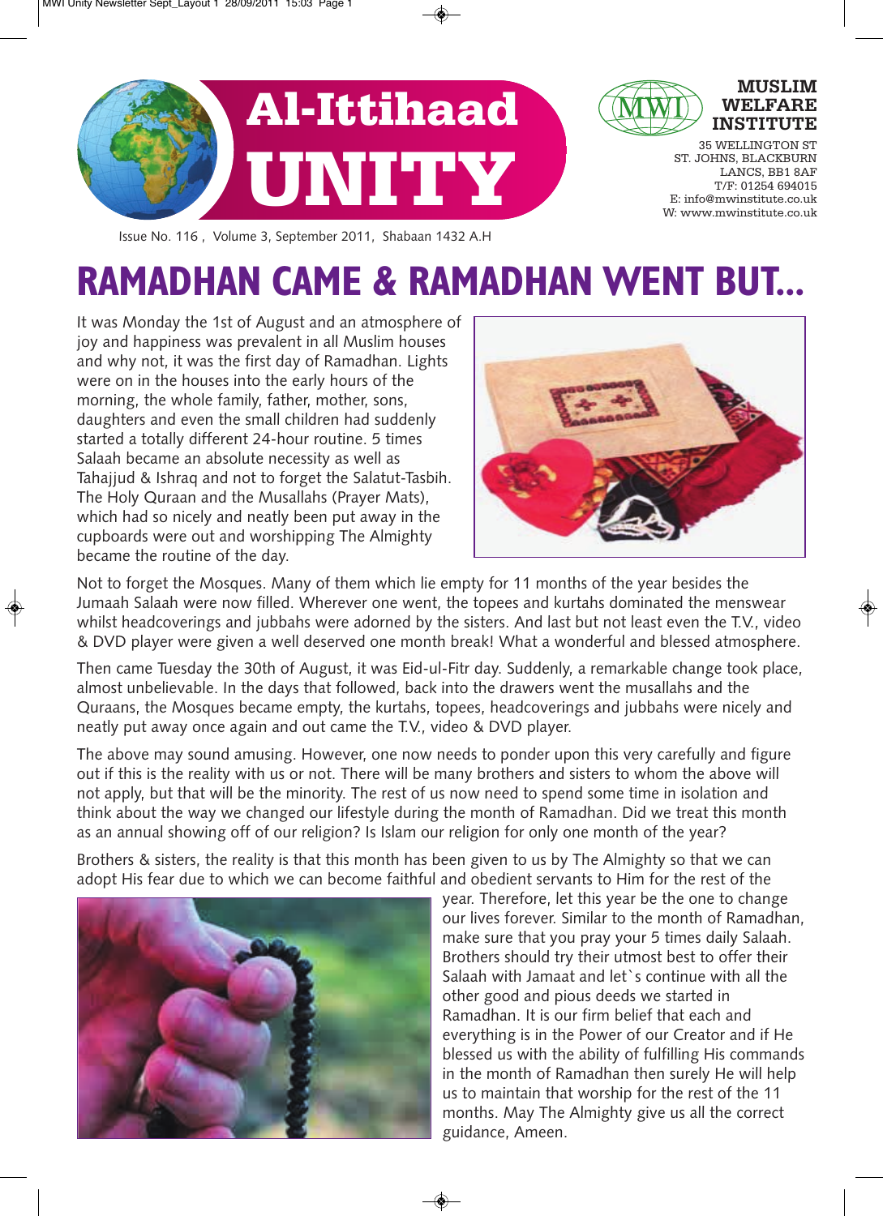# Al-Ittihaad UNITY

**MUSLIM WELFARE INSTITUTE**

35 WELLINGTON ST
ST. JOHNS, BLACKBURN
LANCS, BB1 8AF
T/F: 01254 694015
E: info@mwinstitute.co.uk
W: www.mwinstitute.co.uk

Issue No. 116 , Volume 3, September 2011, Shabaan 1432 A.H

# RAMADHAN CAME & RAMADHAN WENT BUT...

It was Monday the 1st of August and an atmosphere of joy and happiness was prevalent in all Muslim houses and why not, it was the first day of Ramadhan. Lights were on in the houses into the early hours of the morning, the whole family, father, mother, sons, daughters and even the small children had suddenly started a totally different 24-hour routine. 5 times Salaah became an absolute necessity as well as Tahajjud & Ishraq and not to forget the Salatut-Tasbih. The Holy Quraan and the Musallahs (Prayer Mats), which had so nicely and neatly been put away in the cupboards were out and worshipping The Almighty became the routine of the day.

Not to forget the Mosques. Many of them which lie empty for 11 months of the year besides the Jumaah Salaah were now filled. Wherever one went, the topees and kurtahs dominated the menswear whilst headcoverings and jubbahs were adorned by the sisters. And last but not least even the T.V., video & DVD player were given a well deserved one month break! What a wonderful and blessed atmosphere.

Then came Tuesday the 30th of August, it was Eid-ul-Fitr day. Suddenly, a remarkable change took place, almost unbelievable. In the days that followed, back into the drawers went the musallahs and the Quraans, the Mosques became empty, the kurtahs, topees, headcoverings and jubbahs were nicely and neatly put away once again and out came the T.V., video & DVD player.

The above may sound amusing. However, one now needs to ponder upon this very carefully and figure out if this is the reality with us or not. There will be many brothers and sisters to whom the above will not apply, but that will be the minority. The rest of us now need to spend some time in isolation and think about the way we changed our lifestyle during the month of Ramadhan. Did we treat this month as an annual showing off of our religion? Is Islam our religion for only one month of the year?

Brothers & sisters, the reality is that this month has been given to us by The Almighty so that we can adopt His fear due to which we can become faithful and obedient servants to Him for the rest of the year. Therefore, let this year be the one to change our lives forever. Similar to the month of Ramadhan, make sure that you pray your 5 times daily Salaah. Brothers should try their utmost best to offer their Salaah with Jamaat and let`s continue with all the other good and pious deeds we started in Ramadhan. It is our firm belief that each and everything is in the Power of our Creator and if He blessed us with the ability of fulfilling His commands in the month of Ramadhan then surely He will help us to maintain that worship for the rest of the 11 months. May The Almighty give us all the correct guidance, Ameen.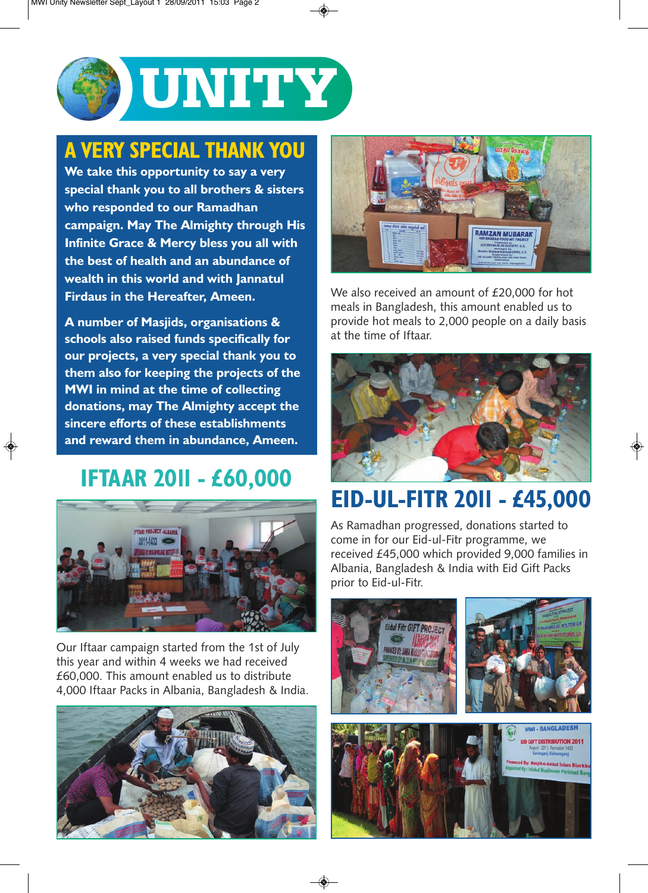# UNITY

## A VERY SPECIAL THANK YOU

**We take this opportunity to say a very special thank you to all brothers & sisters who responded to our Ramadhan campaign. May The Almighty through His Infinite Grace & Mercy bless you all with the best of health and an abundance of wealth in this world and with Jannatul Firdaus in the Hereafter, Ameen.**

**A number of Masjids, organisations & schools also raised funds specifically for our projects, a very special thank you to them also for keeping the projects of the MWI in mind at the time of collecting donations, may The Almighty accept the sincere efforts of these establishments and reward them in abundance, Ameen.**

## IFTAAR 2011 - £60,000

Our Iftaar campaign started from the 1st of July this year and within 4 weeks we had received £60,000. This amount enabled us to distribute 4,000 Iftaar Packs in Albania, Bangladesh & India.

We also received an amount of £20,000 for hot meals in Bangladesh, this amount enabled us to provide hot meals to 2,000 people on a daily basis at the time of Iftaar.

## EID-UL-FITR 2011 - £45,000

As Ramadhan progressed, donations started to come in for our Eid-ul-Fitr programme, we received £45,000 which provided 9,000 families in Albania, Bangladesh & India with Eid Gift Packs prior to Eid-ul-Fitr.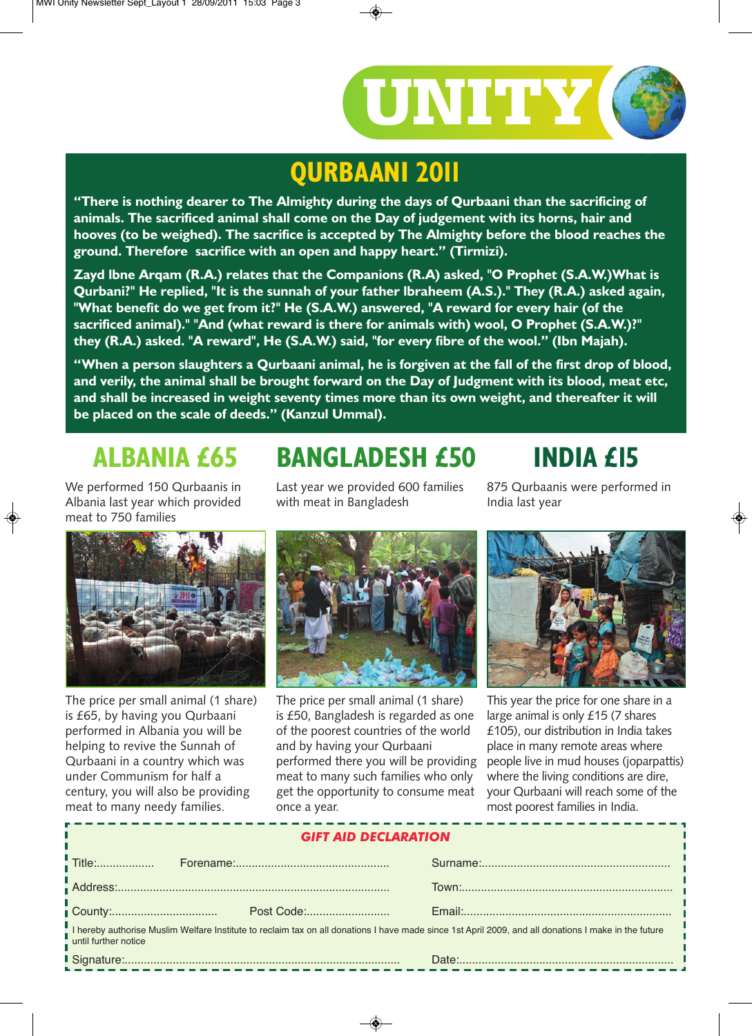# UNITY

## QURBAANI 2011

**"There is nothing dearer to The Almighty during the days of Qurbaani than the sacrificing of animals. The sacrificed animal shall come on the Day of judgement with its horns, hair and hooves (to be weighed). The sacrifice is accepted by The Almighty before the blood reaches the ground. Therefore sacrifice with an open and happy heart." (Tirmizi).**

**Zayd Ibne Arqam (R.A.) relates that the Companions (R.A) asked, "O Prophet (S.A.W.)What is Qurbani?" He replied, "It is the sunnah of your father Ibraheem (A.S.)." They (R.A.) asked again, "What benefit do we get from it?" He (S.A.W.) answered, "A reward for every hair (of the sacrificed animal)." "And (what reward is there for animals with) wool, O Prophet (S.A.W.)?" they (R.A.) asked. "A reward", He (S.A.W.) said, "for every fibre of the wool." (Ibn Majah).**

**"When a person slaughters a Qurbaani animal, he is forgiven at the fall of the first drop of blood, and verily, the animal shall be brought forward on the Day of Judgment with its blood, meat etc, and shall be increased in weight seventy times more than its own weight, and thereafter it will be placed on the scale of deeds." (Kanzul Ummal).**

## ALBANIA £65

We performed 150 Qurbaanis in Albania last year which provided meat to 750 families

The price per small animal (1 share) is £65, by having you Qurbaani performed in Albania you will be helping to revive the Sunnah of Qurbaani in a country which was under Communism for half a century, you will also be providing meat to many needy families.

## BANGLADESH £50

Last year we provided 600 families with meat in Bangladesh

The price per small animal (1 share) is £50, Bangladesh is regarded as one of the poorest countries of the world and by having your Qurbaani performed there you will be providing meat to many such families who only get the opportunity to consume meat once a year.

## INDIA £15

875 Qurbaanis were performed in India last year

This year the price for one share in a large animal is only £15 (7 shares £105), our distribution in India takes place in many remote areas where people live in mud houses (joparpattis) where the living conditions are dire, your Qurbaani will reach some of the most poorest families in India.

### *GIFT AID DECLARATION*

Title:.................. Forename:............................................... Surname:..........................................................

Address:.................................................................................... Town:.................................................................

County:................................ Post Code:......................... Email:................................................................

I hereby authorise Muslim Welfare Institute to reclaim tax on all donations I have made since 1st April 2009, and all donations I make in the future until further notice

Signature:..................................................................................... Date:..................................................................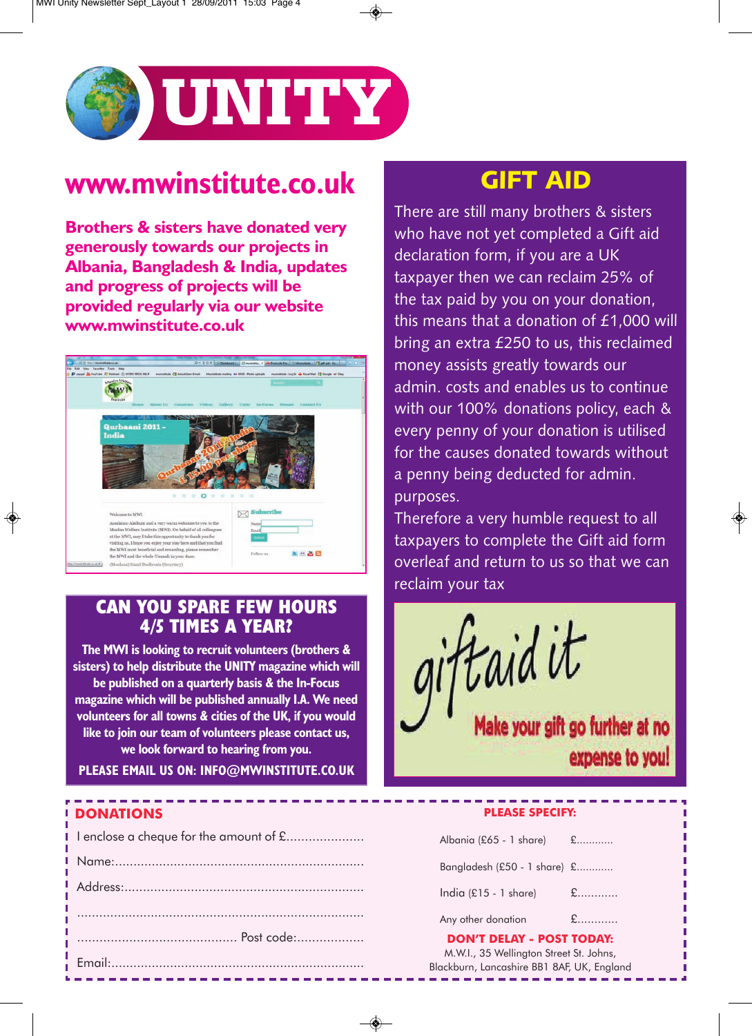# UNITY

## www.mwinstitute.co.uk

**Brothers & sisters have donated very generously towards our projects in Albania, Bangladesh & India, updates and progress of projects will be provided regularly via our website www.mwinstitute.co.uk**

## CAN YOU SPARE FEW HOURS 4/5 TIMES A YEAR?

**The MWI is looking to recruit volunteers (brothers & sisters) to help distribute the UNITY magazine which will be published on a quarterly basis & the In-Focus magazine which will be published annually I.A. We need volunteers for all towns & cities of the UK, if you would like to join our team of volunteers please contact us, we look forward to hearing from you.**

**PLEASE EMAIL US ON: INFO@MWINSTITUTE.CO.UK**

## GIFT AID

There are still many brothers & sisters who have not yet completed a Gift aid declaration form, if you are a UK taxpayer then we can reclaim 25% of the tax paid by you on your donation, this means that a donation of £1,000 will bring an extra £250 to us, this reclaimed money assists greatly towards our admin. costs and enables us to continue with our 100% donations policy, each & every penny of your donation is utilised for the causes donated towards without a penny being deducted for admin. purposes.

Therefore a very humble request to all taxpayers to complete the Gift aid form overleaf and return to us so that we can reclaim your tax

giftaid it

Make your gift go further at no expense to you!

## DONATIONS

I enclose a cheque for the amount of £.....................

Name:...................................................................

Address:...............................................................

...........................................................................

........................................... Post code:..................

Email:....................................................................

**PLEASE SPECIFY:**

Albania (£65 - 1 share) £...........

Bangladesh (£50 - 1 share) £...........

India (£15 - 1 share) £...........

Any other donation £...........

**DON'T DELAY - POST TODAY:**

M.W.I., 35 Wellington Street St. Johns, Blackburn, Lancashire BB1 8AF, UK, England